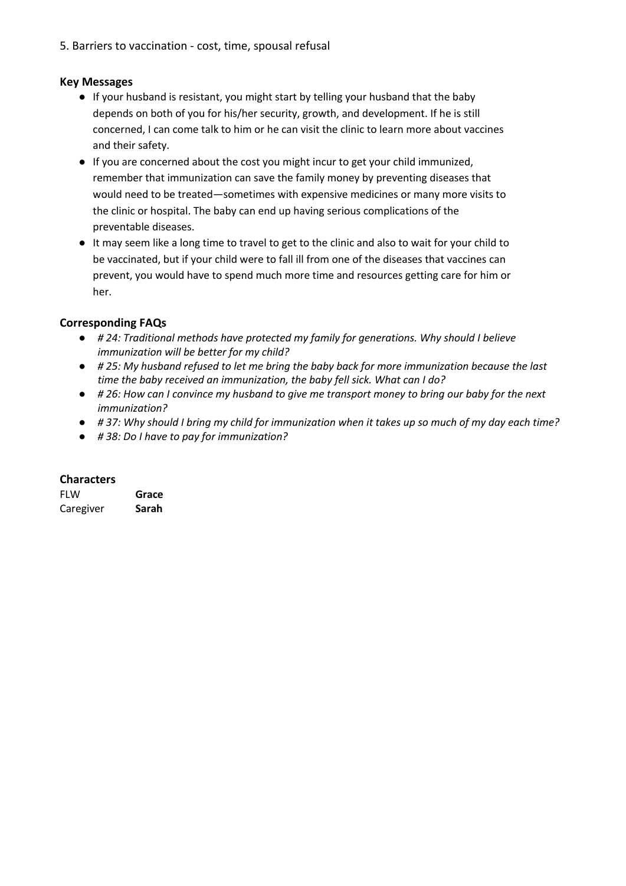5. Barriers to vaccination - cost, time, spousal refusal

### Key Messages

- If your husband is resistant, you might start by telling your husband that the baby depends on both of you for his/her security, growth, and development. If he is still concerned, I can come talk to him or he can visit the clinic to learn more about vaccines and their safety.
- If you are concerned about the cost you might incur to get your child immunized, remember that immunization can save the family money by preventing diseases that would need to be treated—sometimes with expensive medicines or many more visits to the clinic or hospital. The baby can end up having serious complications of the preventable diseases.
- It may seem like a long time to travel to get to the clinic and also to wait for your child to be vaccinated, but if your child were to fall ill from one of the diseases that vaccines can prevent, you would have to spend much more time and resources getting care for him or her.

### Corresponding FAQs

- *# 24: Traditional methods have protected my family for generations. Why should I believe immunization will be better for my child?*
- *# 25: My husband refused to let me bring the baby back for more immunization because the last time the baby received an immunization, the baby fell sick. What can I do?*
- *# 26: How can I convince my husband to give me transport money to bring our baby for the next immunization?*
- *# 37: Why should I bring my child for immunization when it takes up so much of my day each time?*
- *# 38: Do I have to pay for immunization?*

### Characters

| | |
|---|---|
| FLW | **Grace** |
| Caregiver | **Sarah** |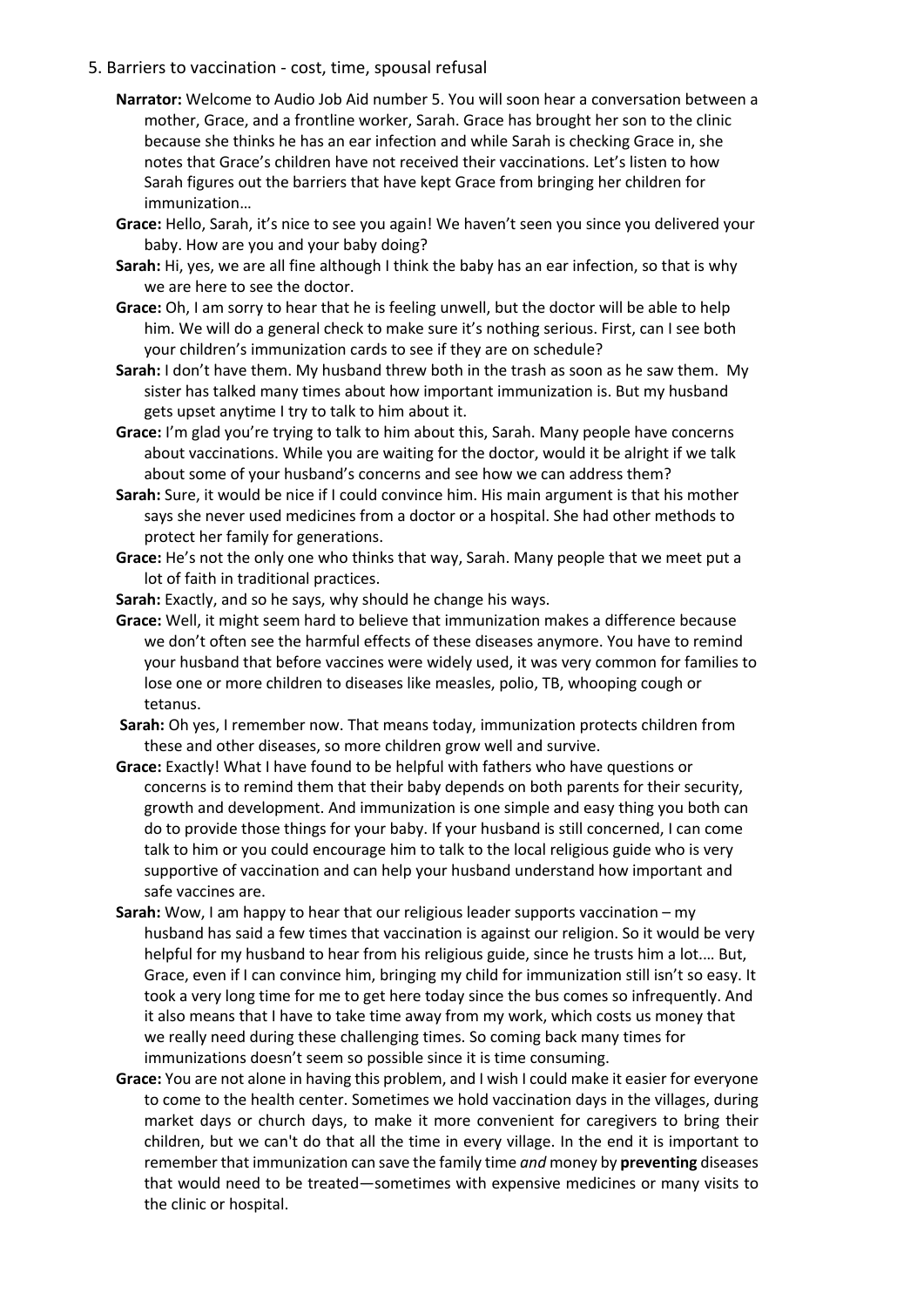5. Barriers to vaccination - cost, time, spousal refusal

**Narrator:** Welcome to Audio Job Aid number 5. You will soon hear a conversation between a mother, Grace, and a frontline worker, Sarah. Grace has brought her son to the clinic because she thinks he has an ear infection and while Sarah is checking Grace in, she notes that Grace's children have not received their vaccinations. Let's listen to how Sarah figures out the barriers that have kept Grace from bringing her children for immunization…

**Grace:** Hello, Sarah, it's nice to see you again! We haven't seen you since you delivered your baby. How are you and your baby doing?

**Sarah:** Hi, yes, we are all fine although I think the baby has an ear infection, so that is why we are here to see the doctor.

**Grace:** Oh, I am sorry to hear that he is feeling unwell, but the doctor will be able to help him. We will do a general check to make sure it's nothing serious. First, can I see both your children's immunization cards to see if they are on schedule?

**Sarah:** I don't have them. My husband threw both in the trash as soon as he saw them. My sister has talked many times about how important immunization is. But my husband gets upset anytime I try to talk to him about it.

**Grace:** I'm glad you're trying to talk to him about this, Sarah. Many people have concerns about vaccinations. While you are waiting for the doctor, would it be alright if we talk about some of your husband's concerns and see how we can address them?

**Sarah:** Sure, it would be nice if I could convince him. His main argument is that his mother says she never used medicines from a doctor or a hospital. She had other methods to protect her family for generations.

**Grace:** He's not the only one who thinks that way, Sarah. Many people that we meet put a lot of faith in traditional practices.

**Sarah:** Exactly, and so he says, why should he change his ways.

**Grace:** Well, it might seem hard to believe that immunization makes a difference because we don't often see the harmful effects of these diseases anymore. You have to remind your husband that before vaccines were widely used, it was very common for families to lose one or more children to diseases like measles, polio, TB, whooping cough or tetanus.

**Sarah:** Oh yes, I remember now. That means today, immunization protects children from these and other diseases, so more children grow well and survive.

**Grace:** Exactly! What I have found to be helpful with fathers who have questions or concerns is to remind them that their baby depends on both parents for their security, growth and development. And immunization is one simple and easy thing you both can do to provide those things for your baby. If your husband is still concerned, I can come talk to him or you could encourage him to talk to the local religious guide who is very supportive of vaccination and can help your husband understand how important and safe vaccines are.

**Sarah:** Wow, I am happy to hear that our religious leader supports vaccination – my husband has said a few times that vaccination is against our religion. So it would be very helpful for my husband to hear from his religious guide, since he trusts him a lot.… But, Grace, even if I can convince him, bringing my child for immunization still isn't so easy. It took a very long time for me to get here today since the bus comes so infrequently. And it also means that I have to take time away from my work, which costs us money that we really need during these challenging times. So coming back many times for immunizations doesn't seem so possible since it is time consuming.

**Grace:** You are not alone in having this problem, and I wish I could make it easier for everyone to come to the health center. Sometimes we hold vaccination days in the villages, during market days or church days, to make it more convenient for caregivers to bring their children, but we can't do that all the time in every village. In the end it is important to remember that immunization can save the family time *and* money by **preventing** diseases that would need to be treated—sometimes with expensive medicines or many visits to the clinic or hospital.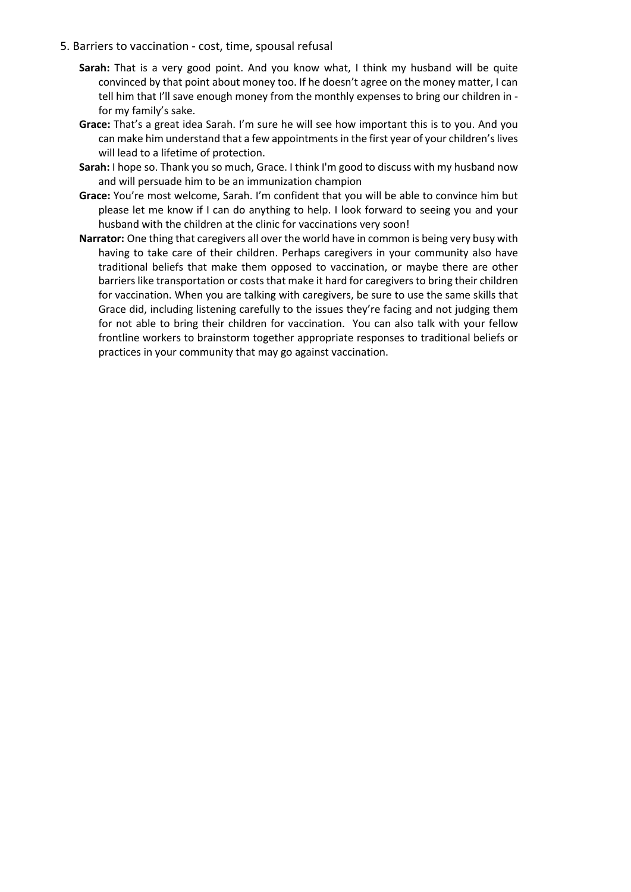5. Barriers to vaccination - cost, time, spousal refusal

**Sarah:** That is a very good point. And you know what, I think my husband will be quite convinced by that point about money too. If he doesn't agree on the money matter, I can tell him that I'll save enough money from the monthly expenses to bring our children in - for my family's sake.

**Grace:** That's a great idea Sarah. I'm sure he will see how important this is to you. And you can make him understand that a few appointments in the first year of your children's lives will lead to a lifetime of protection.

**Sarah:** I hope so. Thank you so much, Grace. I think I'm good to discuss with my husband now and will persuade him to be an immunization champion

**Grace:** You're most welcome, Sarah. I'm confident that you will be able to convince him but please let me know if I can do anything to help. I look forward to seeing you and your husband with the children at the clinic for vaccinations very soon!

**Narrator:** One thing that caregivers all over the world have in common is being very busy with having to take care of their children. Perhaps caregivers in your community also have traditional beliefs that make them opposed to vaccination, or maybe there are other barriers like transportation or costs that make it hard for caregivers to bring their children for vaccination. When you are talking with caregivers, be sure to use the same skills that Grace did, including listening carefully to the issues they're facing and not judging them for not able to bring their children for vaccination. You can also talk with your fellow frontline workers to brainstorm together appropriate responses to traditional beliefs or practices in your community that may go against vaccination.